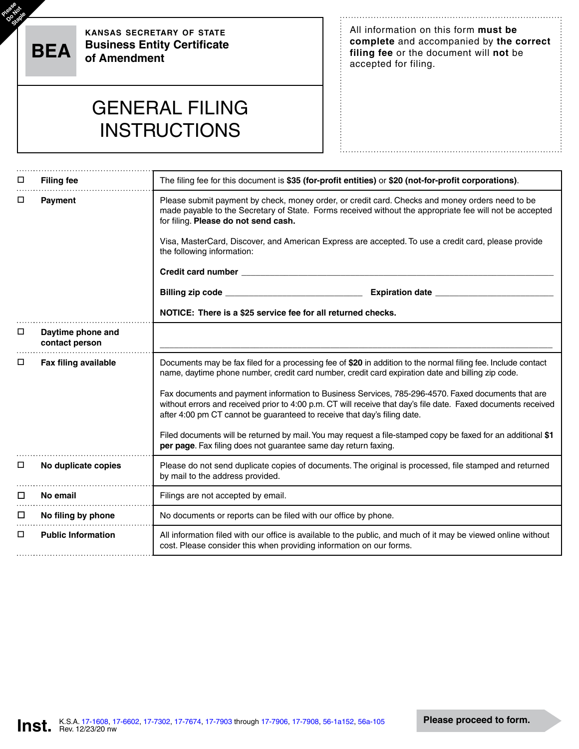Please Do Not Staple

**BEA**

**KANSAS SECRETARY OF STATE**
**Business Entity Certificate of Amendment**

# GENERAL FILING INSTRUCTIONS

All information on this form **must be complete** and accompanied by **the correct filing fee** or the document will **not** be accepted for filing.

| | |
|---|---|
| ☐ **Filing fee** | The filing fee for this document is **$35 (for-profit entities)** or **$20 (not-for-profit corporations)**. |
| ☐ **Payment** | Please submit payment by check, money order, or credit card. Checks and money orders need to be made payable to the Secretary of State. Forms received without the appropriate fee will not be accepted for filing. **Please do not send cash.**<br><br>Visa, MasterCard, Discover, and American Express are accepted. To use a credit card, please provide the following information:<br><br>**Credit card number** ____________________<br><br>**Billing zip code** ____________________ **Expiration date** ____________________<br><br>**NOTICE: There is a $25 service fee for all returned checks.** |
| ☐ **Daytime phone and contact person** | ____________________ |
| ☐ **Fax filing available** | Documents may be fax filed for a processing fee of **$20** in addition to the normal filing fee. Include contact name, daytime phone number, credit card number, credit card expiration date and billing zip code.<br><br>Fax documents and payment information to Business Services, 785-296-4570. Faxed documents that are without errors and received prior to 4:00 p.m. CT will receive that day's file date. Faxed documents received after 4:00 pm CT cannot be guaranteed to receive that day's filing date.<br><br>Filed documents will be returned by mail. You may request a file-stamped copy be faxed for an additional **$1 per page**. Fax filing does not guarantee same day return faxing. |
| ☐ **No duplicate copies** | Please do not send duplicate copies of documents. The original is processed, file stamped and returned by mail to the address provided. |
| ☐ **No email** | Filings are not accepted by email. |
| ☐ **No filing by phone** | No documents or reports can be filed with our office by phone. |
| ☐ **Public Information** | All information filed with our office is available to the public, and much of it may be viewed online without cost. Please consider this when providing information on our forms. |

**Inst.** K.S.A. 17-1608, 17-6602, 17-7302, 17-7674, 17-7903 through 17-7906, 17-7908, 56-1a152, 56a-105
Rev. 12/23/20 nw

**Please proceed to form.**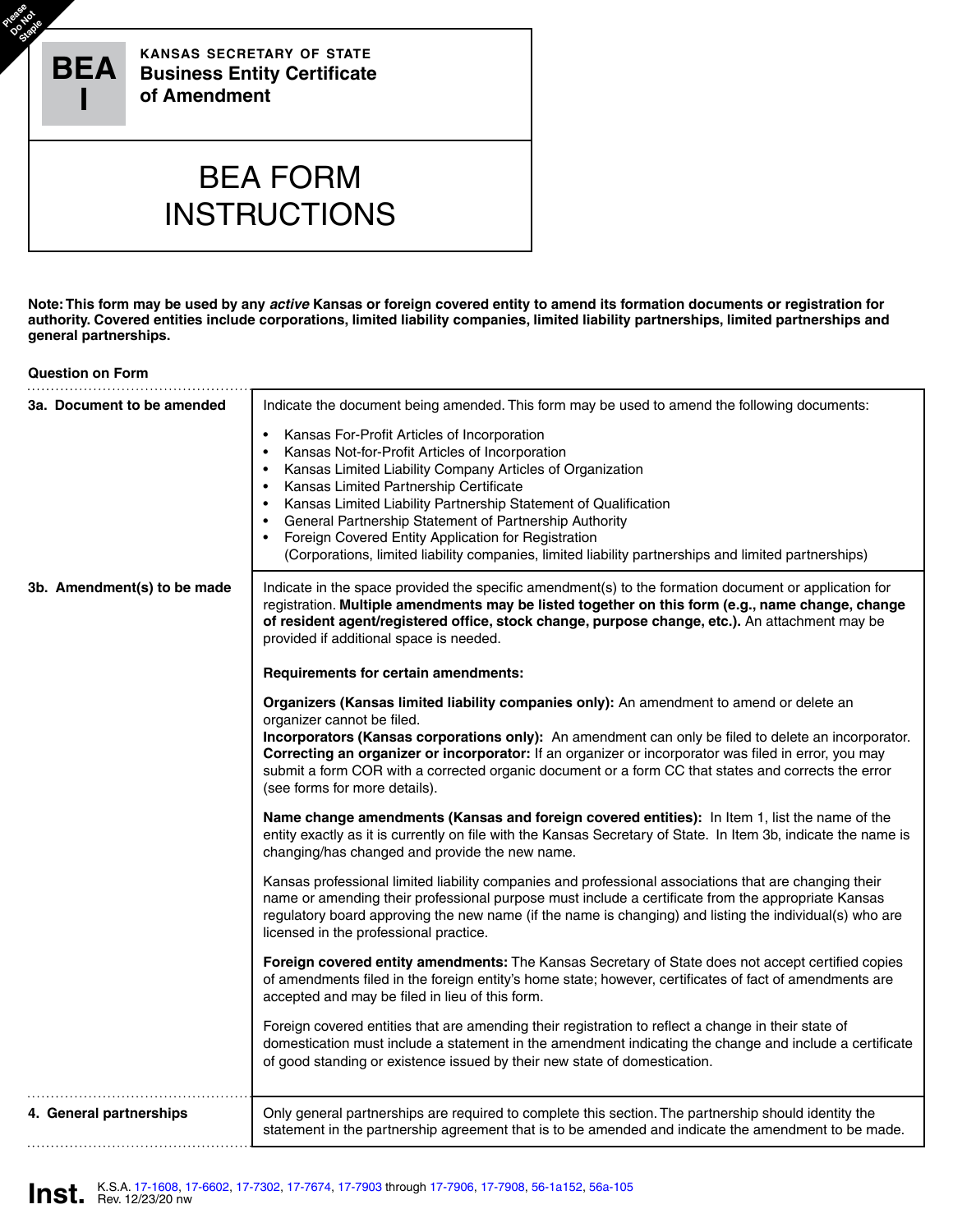Please Do Not Staple

**BEA I**

**KANSAS SECRETARY OF STATE**
**Business Entity Certificate of Amendment**

# BEA FORM INSTRUCTIONS

**Note: This form may be used by any *active* Kansas or foreign covered entity to amend its formation documents or registration for authority. Covered entities include corporations, limited liability companies, limited liability partnerships, limited partnerships and general partnerships.**

| Question on Form | |
|---|---|
| **3a. Document to be amended** | Indicate the document being amended. This form may be used to amend the following documents:<br>• Kansas For-Profit Articles of Incorporation<br>• Kansas Not-for-Profit Articles of Incorporation<br>• Kansas Limited Liability Company Articles of Organization<br>• Kansas Limited Partnership Certificate<br>• Kansas Limited Liability Partnership Statement of Qualification<br>• General Partnership Statement of Partnership Authority<br>• Foreign Covered Entity Application for Registration (Corporations, limited liability companies, limited liability partnerships and limited partnerships) |
| **3b. Amendment(s) to be made** | Indicate in the space provided the specific amendment(s) to the formation document or application for registration. **Multiple amendments may be listed together on this form (e.g., name change, change of resident agent/registered office, stock change, purpose change, etc.).** An attachment may be provided if additional space is needed.<br><br>**Requirements for certain amendments:**<br><br>**Organizers (Kansas limited liability companies only):** An amendment to amend or delete an organizer cannot be filed.<br>**Incorporators (Kansas corporations only):** An amendment can only be filed to delete an incorporator.<br>**Correcting an organizer or incorporator:** If an organizer or incorporator was filed in error, you may submit a form COR with a corrected organic document or a form CC that states and corrects the error (see forms for more details).<br><br>**Name change amendments (Kansas and foreign covered entities):** In Item 1, list the name of the entity exactly as it is currently on file with the Kansas Secretary of State. In Item 3b, indicate the name is changing/has changed and provide the new name.<br><br>Kansas professional limited liability companies and professional associations that are changing their name or amending their professional purpose must include a certificate from the appropriate Kansas regulatory board approving the new name (if the name is changing) and listing the individual(s) who are licensed in the professional practice.<br><br>**Foreign covered entity amendments:** The Kansas Secretary of State does not accept certified copies of amendments filed in the foreign entity's home state; however, certificates of fact of amendments are accepted and may be filed in lieu of this form.<br><br>Foreign covered entities that are amending their registration to reflect a change in their state of domestication must include a statement in the amendment indicating the change and include a certificate of good standing or existence issued by their new state of domestication. |
| **4. General partnerships** | Only general partnerships are required to complete this section. The partnership should identity the statement in the partnership agreement that is to be amended and indicate the amendment to be made. |

**Inst.** K.S.A. 17-1608, 17-6602, 17-7302, 17-7674, 17-7903 through 17-7906, 17-7908, 56-1a152, 56a-105
Rev. 12/23/20 nw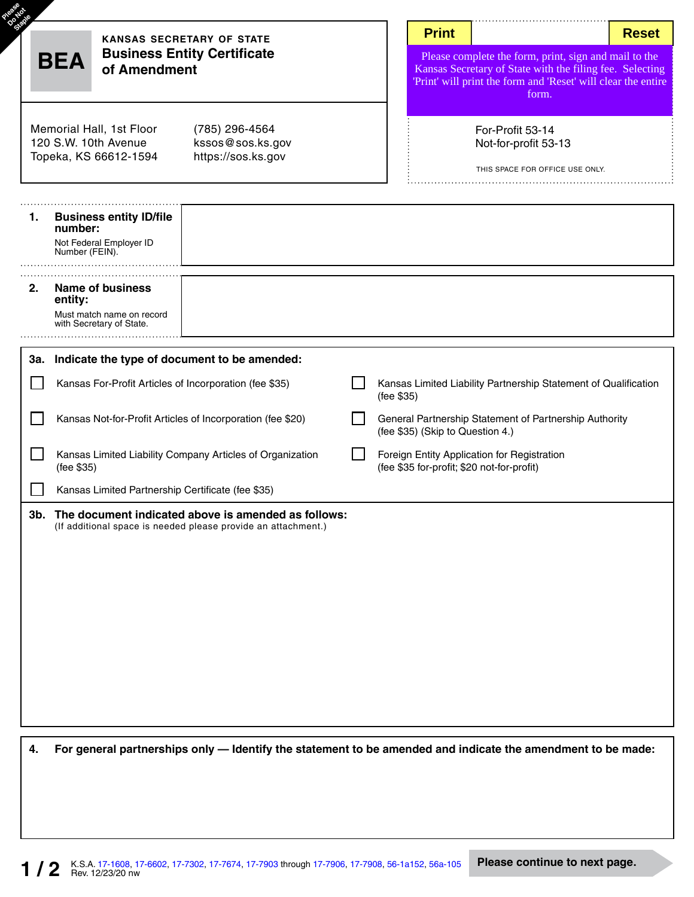Please Do Not Staple

# BEA

**KANSAS SECRETARY OF STATE**

## Business Entity Certificate of Amendment

Memorial Hall, 1st Floor
120 S.W. 10th Avenue
Topeka, KS 66612-1594

(785) 296-4564
kssos@sos.ks.gov
https://sos.ks.gov

**Print** **Reset**

Please complete the form, print, sign and mail to the Kansas Secretary of State with the filing fee. Selecting 'Print' will print the form and 'Reset' will clear the entire form.

For-Profit 53-14
Not-for-profit 53-13

THIS SPACE FOR OFFICE USE ONLY.

**1. Business entity ID/file number:**
Not Federal Employer ID Number (FEIN).

**2. Name of business entity:**
Must match name on record with Secretary of State.

**3a. Indicate the type of document to be amended:**

- ☐ Kansas For-Profit Articles of Incorporation (fee $35)
- ☐ Kansas Not-for-Profit Articles of Incorporation (fee $20)
- ☐ Kansas Limited Liability Company Articles of Organization (fee $35)
- ☐ Kansas Limited Partnership Certificate (fee $35)
- ☐ Kansas Limited Liability Partnership Statement of Qualification (fee $35)
- ☐ General Partnership Statement of Partnership Authority (fee $35) (Skip to Question 4.)
- ☐ Foreign Entity Application for Registration (fee $35 for-profit; $20 not-for-profit)

**3b. The document indicated above is amended as follows:**
(If additional space is needed please provide an attachment.)

**4. For general partnerships only — Identify the statement to be amended and indicate the amendment to be made:**

K.S.A. 17-1608, 17-6602, 17-7302, 17-7674, 17-7903 through 17-7906, 17-7908, 56-1a152, 56a-105
Rev. 12/23/20 nw

**Please continue to next page.**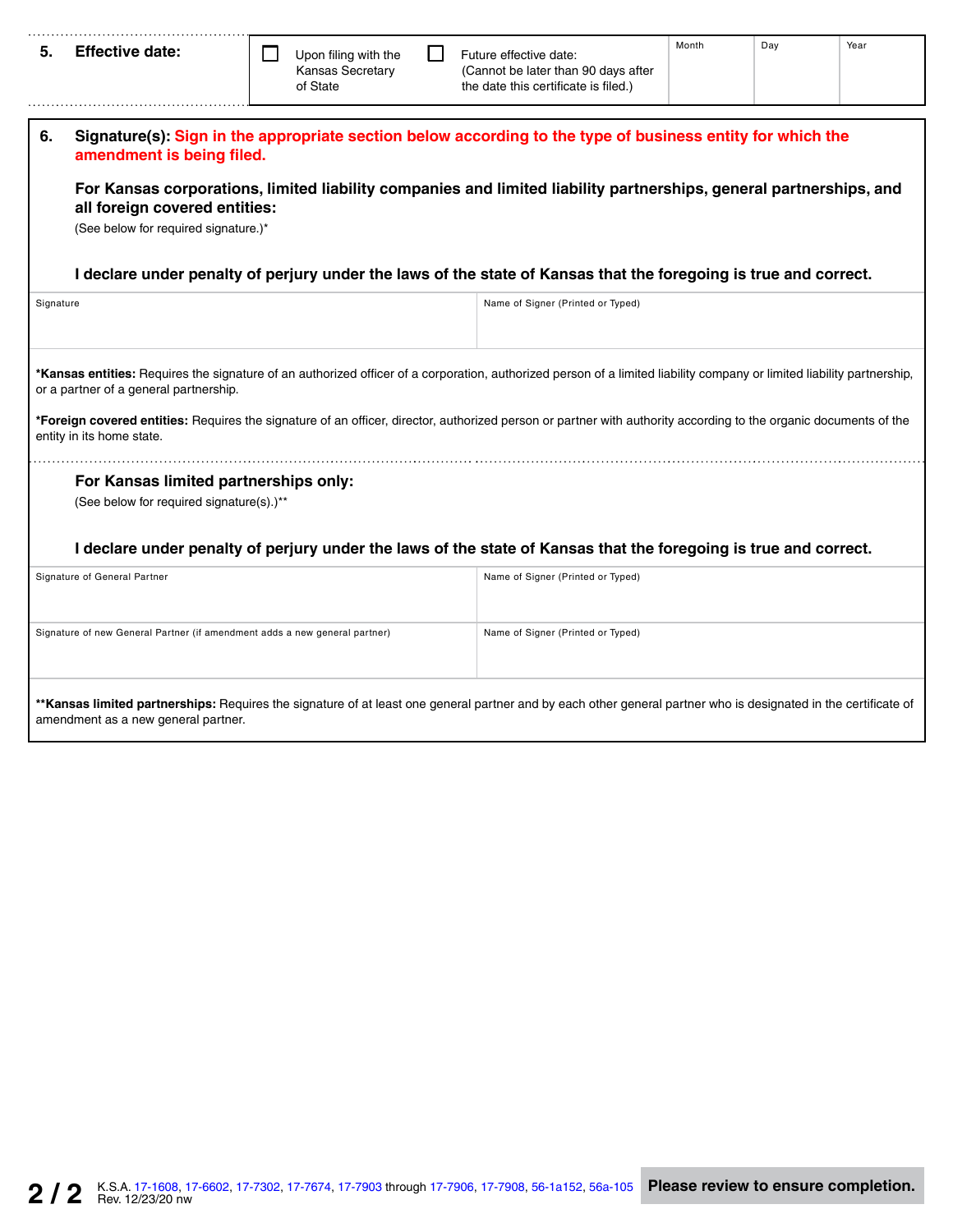**5. Effective date:**

| | | Month | Day | Year |
|---|---|---|---|---|
| ☐ Upon filing with the Kansas Secretary of State | ☐ Future effective date: (Cannot be later than 90 days after the date this certificate is filed.) | | | |

**6. Signature(s):** **Sign in the appropriate section below according to the type of business entity for which the amendment is being filed.**

**For Kansas corporations, limited liability companies and limited liability partnerships, general partnerships, and all foreign covered entities:**

(See below for required signature.)*

**I declare under penalty of perjury under the laws of the state of Kansas that the foregoing is true and correct.**

| Signature | Name of Signer (Printed or Typed) |
|---|---|
| | |

***Kansas entities:** Requires the signature of an authorized officer of a corporation, authorized person of a limited liability company or limited liability partnership, or a partner of a general partnership.

***Foreign covered entities:** Requires the signature of an officer, director, authorized person or partner with authority according to the organic documents of the entity in its home state.

**For Kansas limited partnerships only:**

(See below for required signature(s).)**

**I declare under penalty of perjury under the laws of the state of Kansas that the foregoing is true and correct.**

| Signature of General Partner | Name of Signer (Printed or Typed) |
|---|---|
| Signature of new General Partner (if amendment adds a new general partner) | Name of Signer (Printed or Typed) |

****Kansas limited partnerships:** Requires the signature of at least one general partner and by each other general partner who is designated in the certificate of amendment as a new general partner.

K.S.A. 17-1608, 17-6602, 17-7302, 17-7674, 17-7903 through 17-7906, 17-7908, 56-1a152, 56a-105
Rev. 12/23/20 nw

**Please review to ensure completion.**